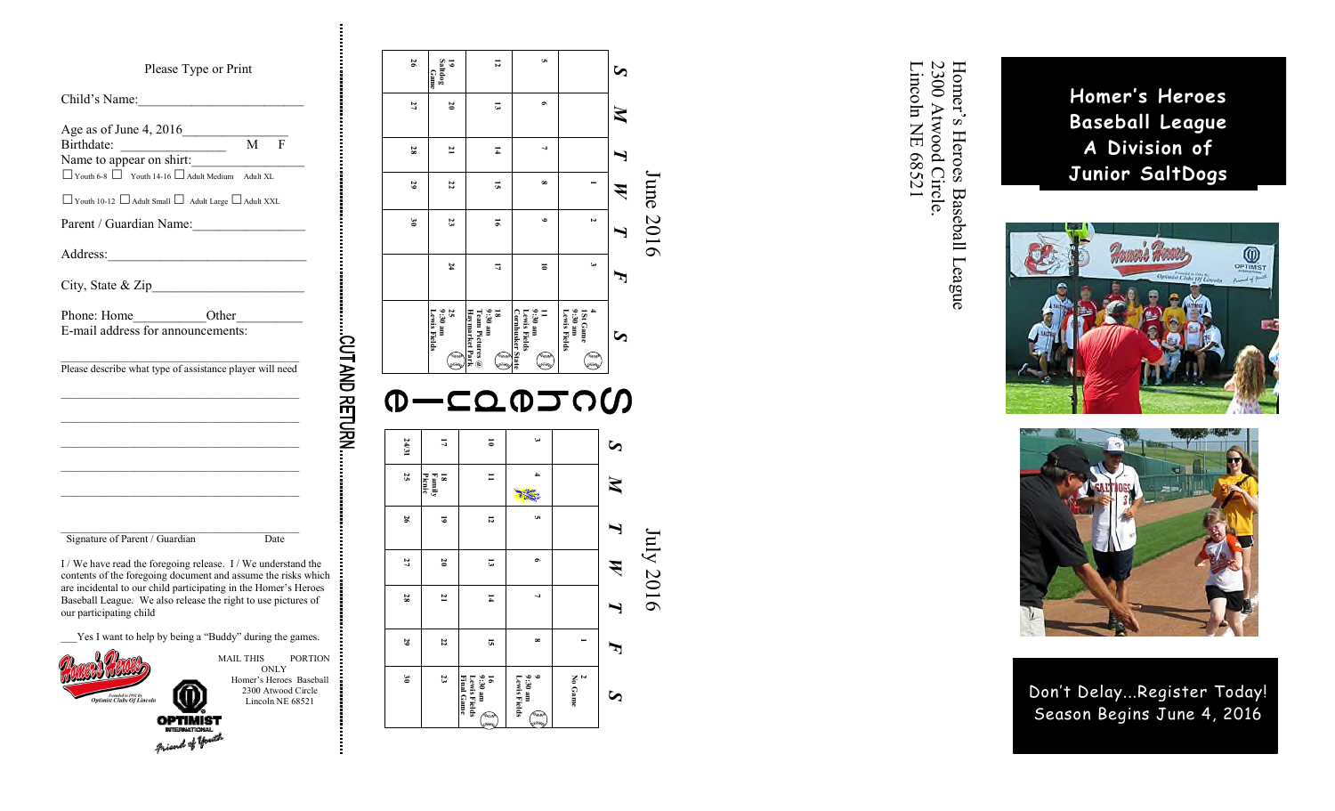Please Type or Print

Child's Name:_______________________

Age as of June 4, 2016_______________

Birthdate: _______________ M F

Name to appear on shirt:_______________

☐ Youth 6-8 ☐ Youth 14-16 ☐ Adult Medium Adult XL

☐ Youth 10-12 ☐ Adult Small ☐ Adult Large ☐ Adult XXL

Parent / Guardian Name:_______________

Address:_______________________________

City, State & Zip______________________

Phone: Home__________Other__________

E-mail address for announcements:

_______________________________________

Please describe what type of assistance player will need

_______________________________________

_______________________________________

_______________________________________

_______________________________________

_______________________________________

_______________________________________

Signature of Parent / Guardian Date

I / We have read the foregoing release. I / We understand the contents of the foregoing document and assume the risks which are incidental to our child participating in the Homer's Heroes Baseball League. We also release the right to use pictures of our participating child

___Yes I want to help by being a "Buddy" during the games.

MAIL THIS PORTION ONLY
Homer's Heroes Baseball
2300 Atwood Circle
Lincoln NE 68521

CUT AND RETURN

# Schedule

## June 2016

| S | M | T | W | T | F | S |
|---|---|---|---|---|---|---|
| | | | 1 | 2 | 3 | 4 1st Game 9:30 am Lewis Fields |
| 5 | 6 | 7 | 8 | 9 | 10 | 11 9:30 am Lewis Fields Cornhusker State |
| 12 | 13 | 14 | 15 | 16 | 17 | 18 9:30 am Team Pictures @ Haymarket Park |
| 19 Saltdog Game | 20 | 21 | 22 | 23 | 24 | 25 9:30 am Lewis Fields |
| 26 | 27 | 28 | 29 | 30 | | |

## July 2016

| S | M | T | W | T | F | S |
|---|---|---|---|---|---|---|
| | | | | | 1 | 2 No Game |
| 3 | 4 | 5 | 6 | 7 | 8 | 9 9:30 am Lewis Fields |
| 10 | 11 | 12 | 13 | 14 | 15 | 16 9:30 am Lewis Fields Final Game |
| 17 | 18 Family Picnic | 19 | 20 | 21 | 22 | 23 |
| 24/31 | 25 | 26 | 27 | 28 | 29 | 30 |

Homer's Heroes Baseball League
2300 Atwood Circle.
Lincoln NE 68521

# Homer's Heroes Baseball League A Division of Junior SaltDogs

Don't Delay...Register Today!
Season Begins June 4, 2016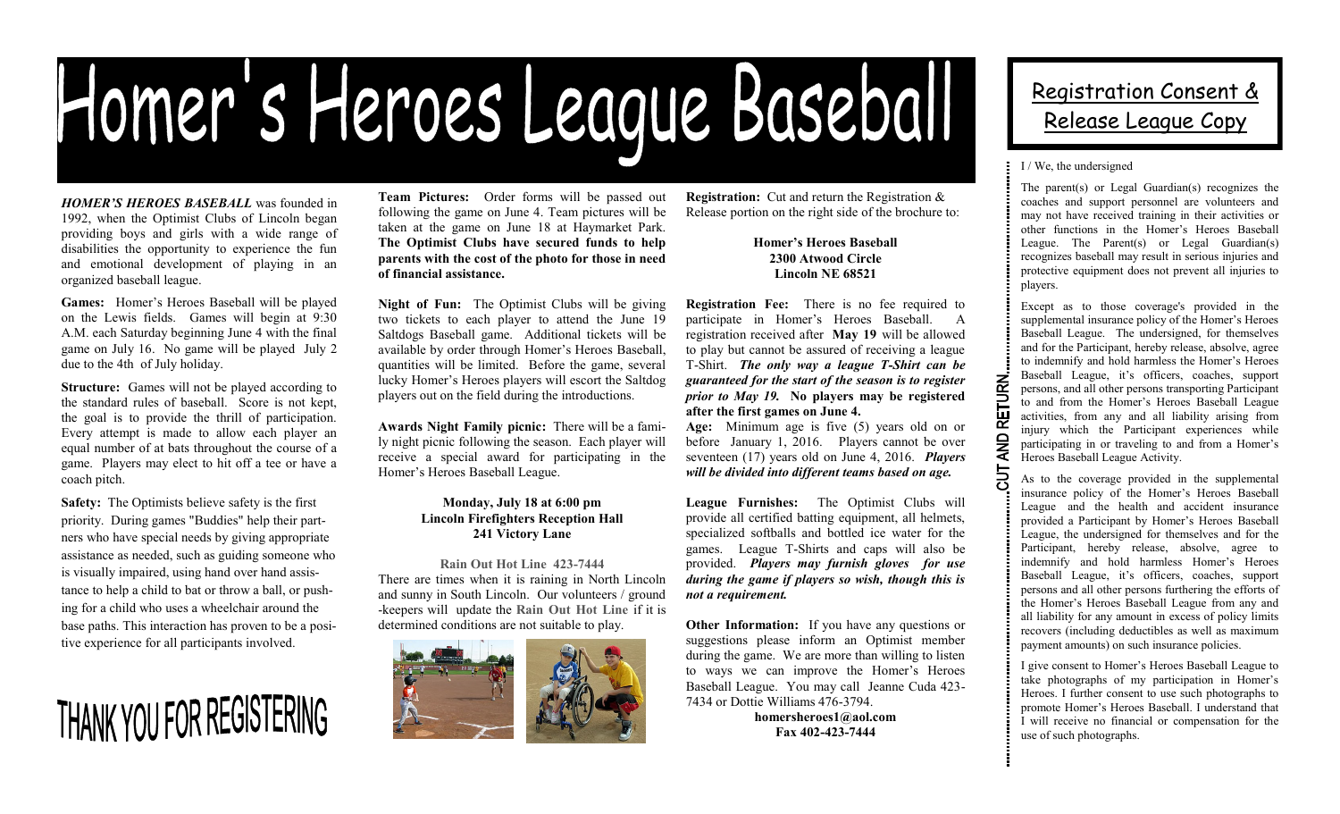# Homer's Heroes League Baseball

***HOMER'S HEROES BASEBALL*** was founded in 1992, when the Optimist Clubs of Lincoln began providing boys and girls with a wide range of disabilities the opportunity to experience the fun and emotional development of playing in an organized baseball league.

**Games:** Homer's Heroes Baseball will be played on the Lewis fields. Games will begin at 9:30 A.M. each Saturday beginning June 4 with the final game on July 16. No game will be played July 2 due to the 4th of July holiday.

**Structure:** Games will not be played according to the standard rules of baseball. Score is not kept, the goal is to provide the thrill of participation. Every attempt is made to allow each player an equal number of at bats throughout the course of a game. Players may elect to hit off a tee or have a coach pitch.

**Safety:** The Optimists believe safety is the first priority. During games "Buddies" help their partners who have special needs by giving appropriate assistance as needed, such as guiding someone who is visually impaired, using hand over hand assistance to help a child to bat or throw a ball, or pushing for a child who uses a wheelchair around the base paths. This interaction has proven to be a positive experience for all participants involved.

# THANK YOU FOR REGISTERING

**Team Pictures:** Order forms will be passed out following the game on June 4. Team pictures will be taken at the game on June 18 at Haymarket Park. **The Optimist Clubs have secured funds to help parents with the cost of the photo for those in need of financial assistance.**

**Night of Fun:** The Optimist Clubs will be giving two tickets to each player to attend the June 19 Saltdogs Baseball game. Additional tickets will be available by order through Homer's Heroes Baseball, quantities will be limited. Before the game, several lucky Homer's Heroes players will escort the Saltdog players out on the field during the introductions.

**Awards Night Family picnic:** There will be a family night picnic following the season. Each player will receive a special award for participating in the Homer's Heroes Baseball League.

**Monday, July 18 at 6:00 pm**
**Lincoln Firefighters Reception Hall**
**241 Victory Lane**

**Rain Out Hot Line 423-7444**

There are times when it is raining in North Lincoln and sunny in South Lincoln. Our volunteers / ground-keepers will update the **Rain Out Hot Line** if it is determined conditions are not suitable to play.

**Registration:** Cut and return the Registration & Release portion on the right side of the brochure to:

**Homer's Heroes Baseball**
**2300 Atwood Circle**
**Lincoln NE 68521**

**Registration Fee:** There is no fee required to participate in Homer's Heroes Baseball. A registration received after **May 19** will be allowed to play but cannot be assured of receiving a league T-Shirt. ***The only way a league T-Shirt can be guaranteed for the start of the season is to register prior to May 19.*** **No players may be registered after the first games on June 4.**

**Age:** Minimum age is five (5) years old on or before January 1, 2016. Players cannot be over seventeen (17) years old on June 4, 2016. ***Players will be divided into different teams based on age.***

**League Furnishes:** The Optimist Clubs will provide all certified batting equipment, all helmets, specialized softballs and bottled ice water for the games. League T-Shirts and caps will also be provided. ***Players may furnish gloves for use during the game if players so wish, though this is not a requirement.***

**Other Information:** If you have any questions or suggestions please inform an Optimist member during the game. We are more than willing to listen to ways we can improve the Homer's Heroes Baseball League. You may call Jeanne Cuda 423-7434 or Dottie Williams 476-3794.

**homersheroes1@aol.com**
**Fax 402-423-7444**

CUT AND RETURN

## Registration Consent & Release League Copy

I / We, the undersigned

The parent(s) or Legal Guardian(s) recognizes the coaches and support personnel are volunteers and may not have received training in their activities or other functions in the Homer's Heroes Baseball League. The Parent(s) or Legal Guardian(s) recognizes baseball may result in serious injuries and protective equipment does not prevent all injuries to players.

Except as to those coverage's provided in the supplemental insurance policy of the Homer's Heroes Baseball League. The undersigned, for themselves and for the Participant, hereby release, absolve, agree to indemnify and hold harmless the Homer's Heroes Baseball League, it's officers, coaches, support persons, and all other persons transporting Participant to and from the Homer's Heroes Baseball League activities, from any and all liability arising from injury which the Participant experiences while participating in or traveling to and from a Homer's Heroes Baseball League Activity.

As to the coverage provided in the supplemental insurance policy of the Homer's Heroes Baseball League and the health and accident insurance provided a Participant by Homer's Heroes Baseball League, the undersigned for themselves and for the Participant, hereby release, absolve, agree to indemnify and hold harmless Homer's Heroes Baseball League, it's officers, coaches, support persons and all other persons furthering the efforts of the Homer's Heroes Baseball League from any and all liability for any amount in excess of policy limits recovers (including deductibles as well as maximum payment amounts) on such insurance policies.

I give consent to Homer's Heroes Baseball League to take photographs of my participation in Homer's Heroes. I further consent to use such photographs to promote Homer's Heroes Baseball. I understand that I will receive no financial or compensation for the use of such photographs.